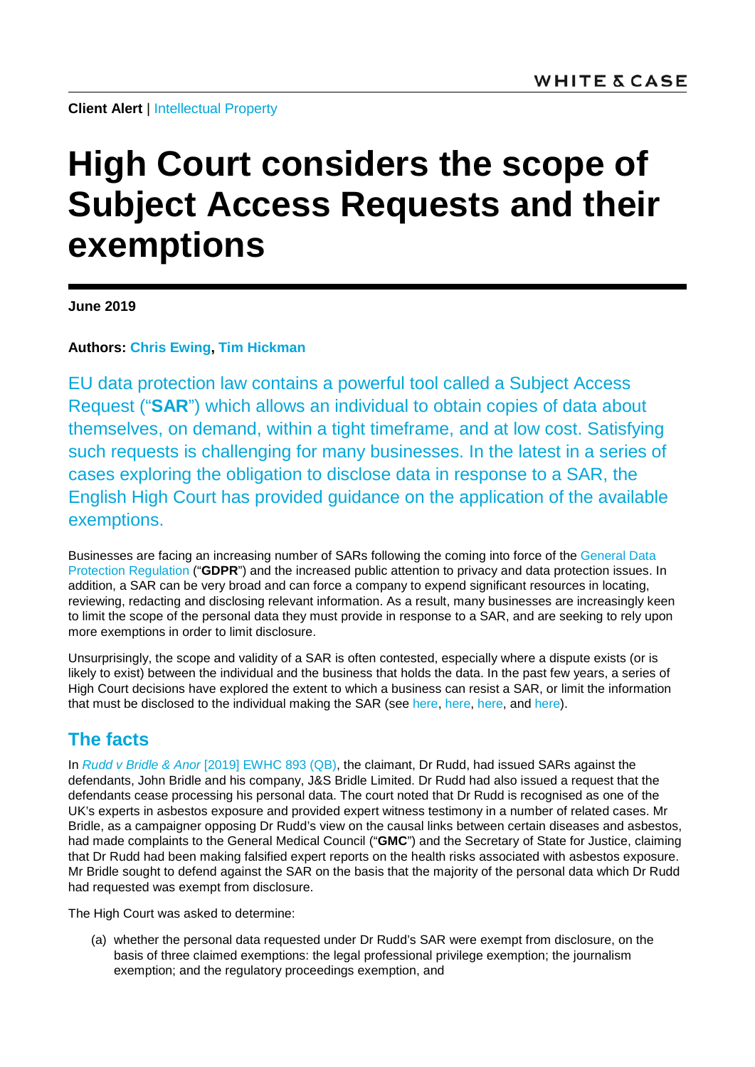**Client Alert** | Intellectual Property

# High Court considers the scope of Subject Access Requests and their exemptions

**June 2019**

**Authors: Chris Ewing, Tim Hickman**

EU data protection law contains a powerful tool called a Subject Access Request ("**SAR**") which allows an individual to obtain copies of data about themselves, on demand, within a tight timeframe, and at low cost. Satisfying such requests is challenging for many businesses. In the latest in a series of cases exploring the obligation to disclose data in response to a SAR, the English High Court has provided guidance on the application of the available exemptions.

Businesses are facing an increasing number of SARs following the coming into force of the General Data Protection Regulation ("**GDPR**") and the increased public attention to privacy and data protection issues. In addition, a SAR can be very broad and can force a company to expend significant resources in locating, reviewing, redacting and disclosing relevant information. As a result, many businesses are increasingly keen to limit the scope of the personal data they must provide in response to a SAR, and are seeking to rely upon more exemptions in order to limit disclosure.

Unsurprisingly, the scope and validity of a SAR is often contested, especially where a dispute exists (or is likely to exist) between the individual and the business that holds the data. In the past few years, a series of High Court decisions have explored the extent to which a business can resist a SAR, or limit the information that must be disclosed to the individual making the SAR (see here, here, here, and here).

## The facts

In *Rudd v Bridle & Anor* [2019] EWHC 893 (QB), the claimant, Dr Rudd, had issued SARs against the defendants, John Bridle and his company, J&S Bridle Limited. Dr Rudd had also issued a request that the defendants cease processing his personal data. The court noted that Dr Rudd is recognised as one of the UK's experts in asbestos exposure and provided expert witness testimony in a number of related cases. Mr Bridle, as a campaigner opposing Dr Rudd's view on the causal links between certain diseases and asbestos, had made complaints to the General Medical Council ("**GMC**") and the Secretary of State for Justice, claiming that Dr Rudd had been making falsified expert reports on the health risks associated with asbestos exposure. Mr Bridle sought to defend against the SAR on the basis that the majority of the personal data which Dr Rudd had requested was exempt from disclosure.

The High Court was asked to determine:

(a) whether the personal data requested under Dr Rudd's SAR were exempt from disclosure, on the basis of three claimed exemptions: the legal professional privilege exemption; the journalism exemption; and the regulatory proceedings exemption, and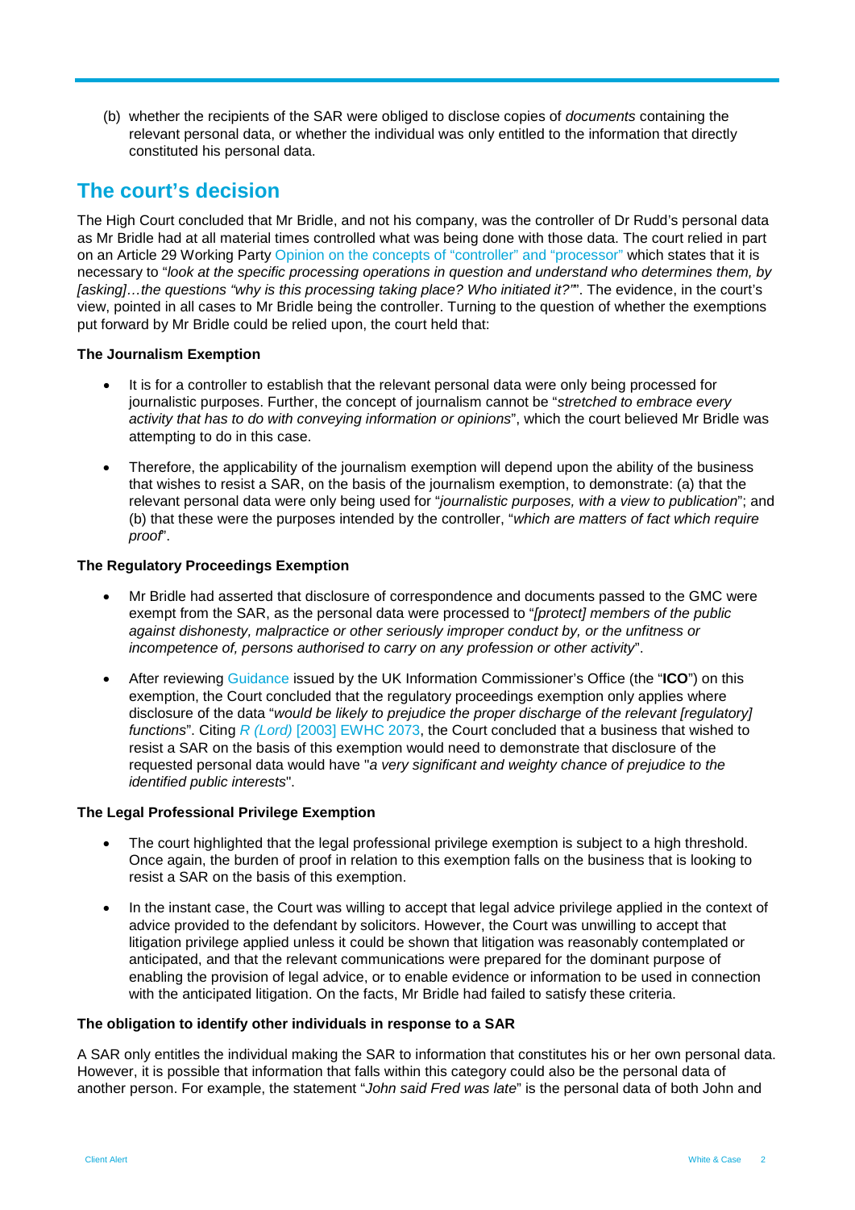(b) whether the recipients of the SAR were obliged to disclose copies of *documents* containing the relevant personal data, or whether the individual was only entitled to the information that directly constituted his personal data.

## The court's decision

The High Court concluded that Mr Bridle, and not his company, was the controller of Dr Rudd's personal data as Mr Bridle had at all material times controlled what was being done with those data. The court relied in part on an Article 29 Working Party Opinion on the concepts of "controller" and "processor" which states that it is necessary to "*look at the specific processing operations in question and understand who determines them, by [asking]…the questions "why is this processing taking place? Who initiated it?"*". The evidence, in the court's view, pointed in all cases to Mr Bridle being the controller. Turning to the question of whether the exemptions put forward by Mr Bridle could be relied upon, the court held that:

**The Journalism Exemption**

- It is for a controller to establish that the relevant personal data were only being processed for journalistic purposes. Further, the concept of journalism cannot be "*stretched to embrace every activity that has to do with conveying information or opinions*", which the court believed Mr Bridle was attempting to do in this case.
- Therefore, the applicability of the journalism exemption will depend upon the ability of the business that wishes to resist a SAR, on the basis of the journalism exemption, to demonstrate: (a) that the relevant personal data were only being used for "*journalistic purposes, with a view to publication*"; and (b) that these were the purposes intended by the controller, "*which are matters of fact which require proof*".

**The Regulatory Proceedings Exemption**

- Mr Bridle had asserted that disclosure of correspondence and documents passed to the GMC were exempt from the SAR, as the personal data were processed to "*[protect] members of the public against dishonesty, malpractice or other seriously improper conduct by, or the unfitness or incompetence of, persons authorised to carry on any profession or other activity*".
- After reviewing Guidance issued by the UK Information Commissioner's Office (the "**ICO**") on this exemption, the Court concluded that the regulatory proceedings exemption only applies where disclosure of the data "*would be likely to prejudice the proper discharge of the relevant [regulatory] functions*". Citing *R (Lord)* [2003] EWHC 2073, the Court concluded that a business that wished to resist a SAR on the basis of this exemption would need to demonstrate that disclosure of the requested personal data would have "*a very significant and weighty chance of prejudice to the identified public interests*".

**The Legal Professional Privilege Exemption**

- The court highlighted that the legal professional privilege exemption is subject to a high threshold. Once again, the burden of proof in relation to this exemption falls on the business that is looking to resist a SAR on the basis of this exemption.
- In the instant case, the Court was willing to accept that legal advice privilege applied in the context of advice provided to the defendant by solicitors. However, the Court was unwilling to accept that litigation privilege applied unless it could be shown that litigation was reasonably contemplated or anticipated, and that the relevant communications were prepared for the dominant purpose of enabling the provision of legal advice, or to enable evidence or information to be used in connection with the anticipated litigation. On the facts, Mr Bridle had failed to satisfy these criteria.

**The obligation to identify other individuals in response to a SAR**

A SAR only entitles the individual making the SAR to information that constitutes his or her own personal data. However, it is possible that information that falls within this category could also be the personal data of another person. For example, the statement "*John said Fred was late*" is the personal data of both John and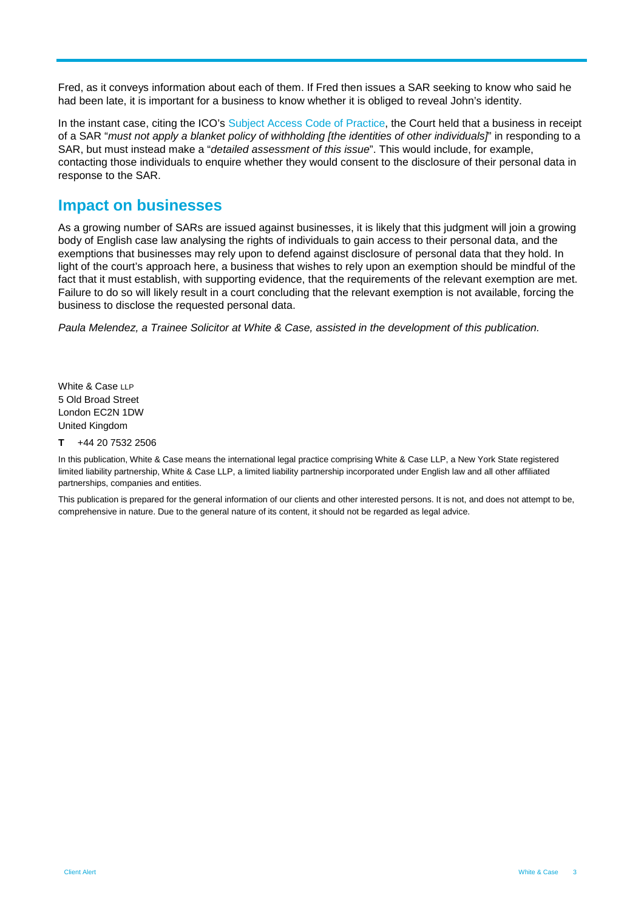Fred, as it conveys information about each of them. If Fred then issues a SAR seeking to know who said he had been late, it is important for a business to know whether it is obliged to reveal John's identity.

In the instant case, citing the ICO's Subject Access Code of Practice, the Court held that a business in receipt of a SAR "*must not apply a blanket policy of withholding [the identities of other individuals]*" in responding to a SAR, but must instead make a "*detailed assessment of this issue*". This would include, for example, contacting those individuals to enquire whether they would consent to the disclosure of their personal data in response to the SAR.

## Impact on businesses

As a growing number of SARs are issued against businesses, it is likely that this judgment will join a growing body of English case law analysing the rights of individuals to gain access to their personal data, and the exemptions that businesses may rely upon to defend against disclosure of personal data that they hold. In light of the court's approach here, a business that wishes to rely upon an exemption should be mindful of the fact that it must establish, with supporting evidence, that the requirements of the relevant exemption are met. Failure to do so will likely result in a court concluding that the relevant exemption is not available, forcing the business to disclose the requested personal data.

*Paula Melendez, a Trainee Solicitor at White & Case, assisted in the development of this publication.*

White & Case LLP
5 Old Broad Street
London EC2N 1DW
United Kingdom

**T** +44 20 7532 2506

In this publication, White & Case means the international legal practice comprising White & Case LLP, a New York State registered limited liability partnership, White & Case LLP, a limited liability partnership incorporated under English law and all other affiliated partnerships, companies and entities.

This publication is prepared for the general information of our clients and other interested persons. It is not, and does not attempt to be, comprehensive in nature. Due to the general nature of its content, it should not be regarded as legal advice.